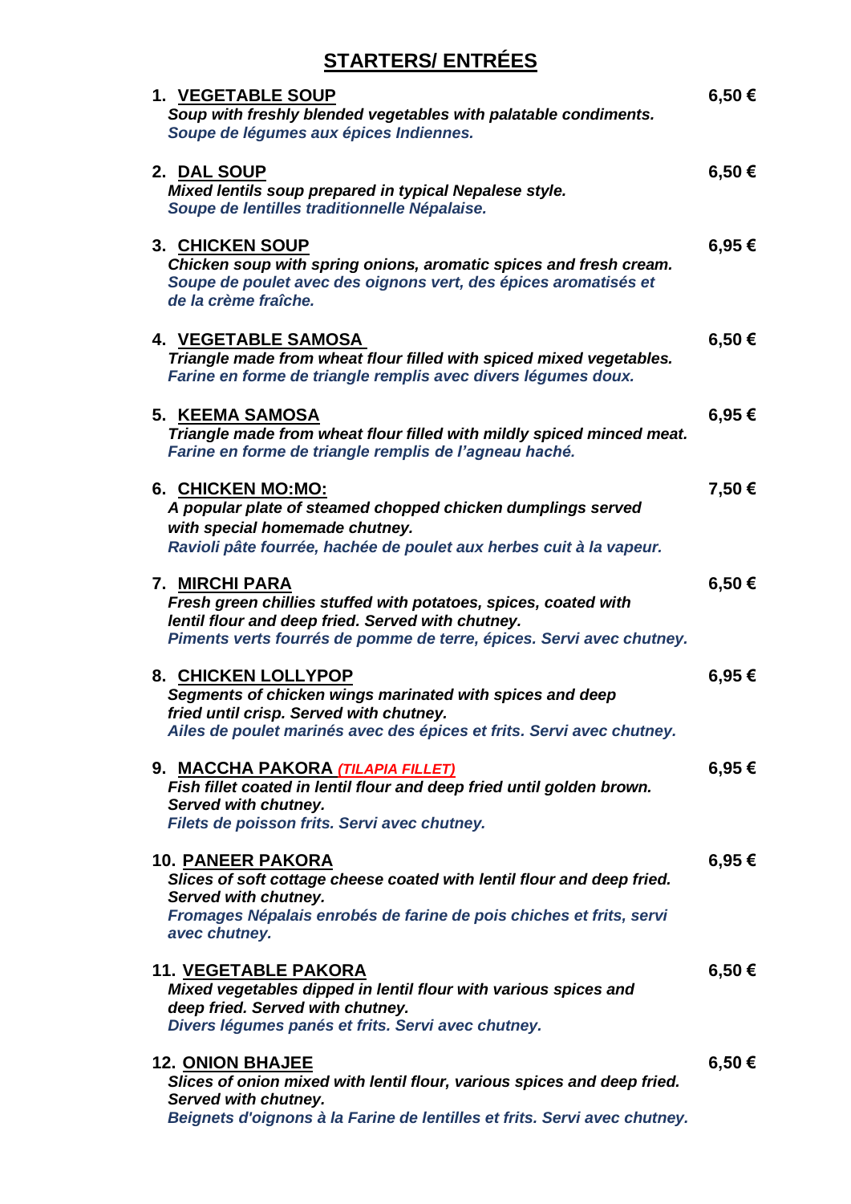# STARTERS/ ENTRÉES

1. **VEGETABLE SOUP** — **6,50 €**
   ***Soup with freshly blended vegetables with palatable condiments.***
   ***Soupe de légumes aux épices Indiennes.***

2. **DAL SOUP** — **6,50 €**
   ***Mixed lentils soup prepared in typical Nepalese style.***
   ***Soupe de lentilles traditionnelle Népalaise.***

3. **CHICKEN SOUP** — **6,95 €**
   ***Chicken soup with spring onions, aromatic spices and fresh cream.***
   ***Soupe de poulet avec des oignons vert, des épices aromatisés et de la crème fraîche.***

4. **VEGETABLE SAMOSA** — **6,50 €**
   ***Triangle made from wheat flour filled with spiced mixed vegetables.***
   ***Farine en forme de triangle remplis avec divers légumes doux.***

5. **KEEMA SAMOSA** — **6,95 €**
   ***Triangle made from wheat flour filled with mildly spiced minced meat.***
   ***Farine en forme de triangle remplis de l'agneau haché.***

6. **CHICKEN MO:MO:** — **7,50 €**
   ***A popular plate of steamed chopped chicken dumplings served with special homemade chutney.***
   ***Ravioli pâte fourrée, hachée de poulet aux herbes cuit à la vapeur.***

7. **MIRCHI PARA** — **6,50 €**
   ***Fresh green chillies stuffed with potatoes, spices, coated with lentil flour and deep fried. Served with chutney.***
   ***Piments verts fourrés de pomme de terre, épices. Servi avec chutney.***

8. **CHICKEN LOLLYPOP** — **6,95 €**
   ***Segments of chicken wings marinated with spices and deep fried until crisp. Served with chutney.***
   ***Ailes de poulet marinés avec des épices et frits. Servi avec chutney.***

9. **MACCHA PAKORA** ***(TILAPIA FILLET)*** — **6,95 €**
   ***Fish fillet coated in lentil flour and deep fried until golden brown. Served with chutney.***
   ***Filets de poisson frits. Servi avec chutney.***

10. **PANEER PAKORA** — **6,95 €**
    ***Slices of soft cottage cheese coated with lentil flour and deep fried. Served with chutney.***
    ***Fromages Népalais enrobés de farine de pois chiches et frits, servi avec chutney.***

11. **VEGETABLE PAKORA** — **6,50 €**
    ***Mixed vegetables dipped in lentil flour with various spices and deep fried. Served with chutney.***
    ***Divers légumes panés et frits. Servi avec chutney.***

12. **ONION BHAJEE** — **6,50 €**
    ***Slices of onion mixed with lentil flour, various spices and deep fried. Served with chutney.***
    ***Beignets d'oignons à la Farine de lentilles et frits. Servi avec chutney.***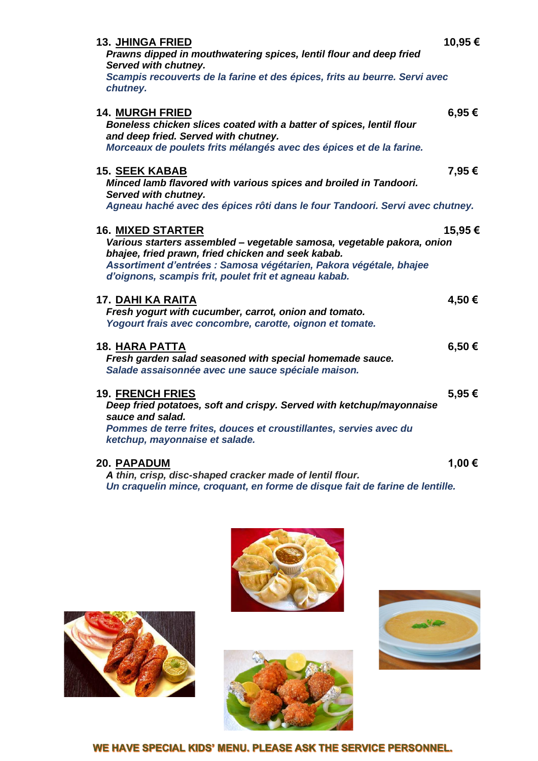**13. JHINGA FRIED** **10,95 €**

***Prawns dipped in mouthwatering spices, lentil flour and deep fried Served with chutney.***

***Scampis recouverts de la farine et des épices, frits au beurre. Servi avec chutney.***

**14. MURGH FRIED** **6,95 €**

***Boneless chicken slices coated with a batter of spices, lentil flour and deep fried. Served with chutney.***

***Morceaux de poulets frits mélangés avec des épices et de la farine.***

**15. SEEK KABAB** **7,95 €**

***Minced lamb flavored with various spices and broiled in Tandoori. Served with chutney.***

***Agneau haché avec des épices rôti dans le four Tandoori. Servi avec chutney.***

**16. MIXED STARTER** **15,95 €**

***Various starters assembled – vegetable samosa, vegetable pakora, onion bhajee, fried prawn, fried chicken and seek kabab.***

***Assortiment d'entrées : Samosa végétarien, Pakora végétale, bhajee d'oignons, scampis frit, poulet frit et agneau kabab.***

**17. DAHI KA RAITA** **4,50 €**

***Fresh yogurt with cucumber, carrot, onion and tomato.***

***Yogourt frais avec concombre, carotte, oignon et tomate.***

**18. HARA PATTA** **6,50 €**

***Fresh garden salad seasoned with special homemade sauce.***

***Salade assaisonnée avec une sauce spéciale maison.***

**19. FRENCH FRIES** **5,95 €**

***Deep fried potatoes, soft and crispy. Served with ketchup/mayonnaise sauce and salad.***

***Pommes de terre frites, douces et croustillantes, servies avec du ketchup, mayonnaise et salade.***

**20. PAPADUM** **1,00 €**

***A thin, crisp, disc-shaped cracker made of lentil flour.***

***Un craquelin mince, croquant, en forme de disque fait de farine de lentille.***

**WE HAVE SPECIAL KIDS' MENU. PLEASE ASK THE SERVICE PERSONNEL.**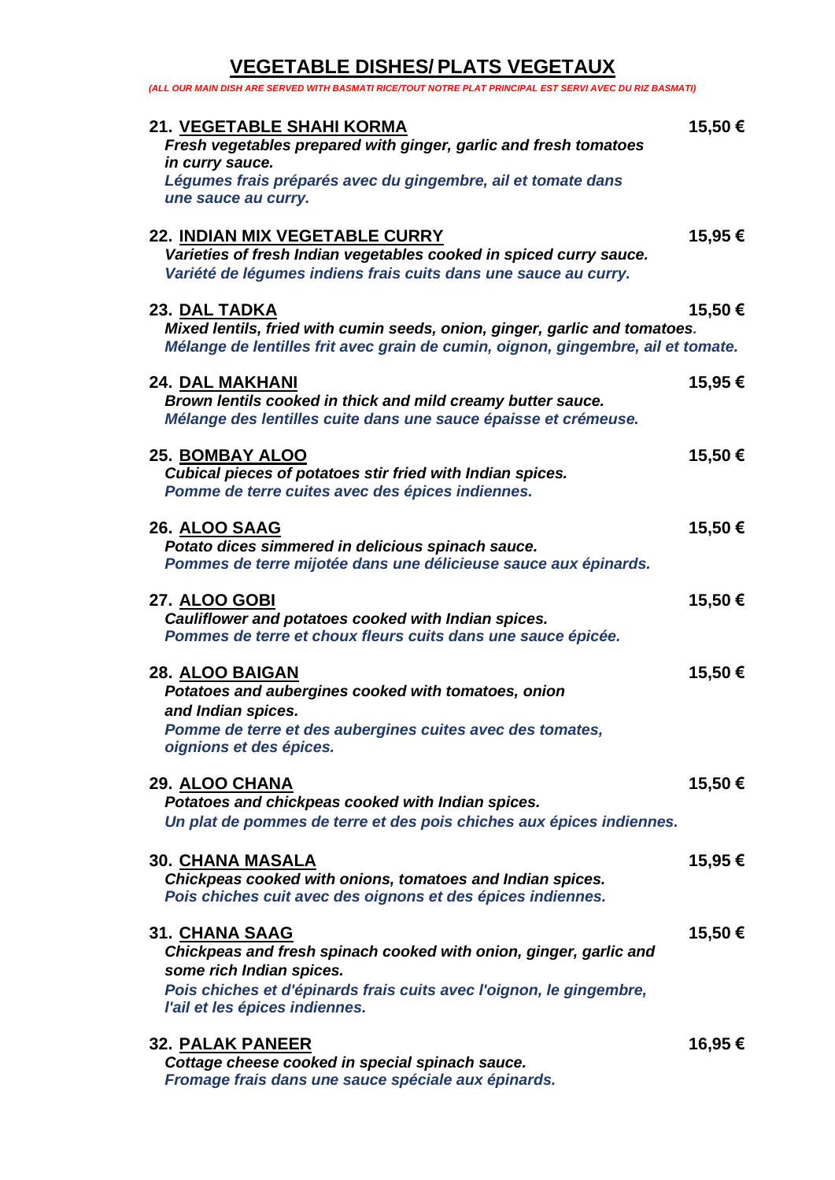# VEGETABLE DISHES/ PLATS VEGETAUX

*(ALL OUR MAIN DISH ARE SERVED WITH BASMATI RICE/TOUT NOTRE PLAT PRINCIPAL EST SERVI AVEC DU RIZ BASMATI)*

**21. VEGETABLE SHAHI KORMA** — **15,50 €**
***Fresh vegetables prepared with ginger, garlic and fresh tomatoes in curry sauce.***
***Légumes frais préparés avec du gingembre, ail et tomate dans une sauce au curry.***

**22. INDIAN MIX VEGETABLE CURRY** — **15,95 €**
***Varieties of fresh Indian vegetables cooked in spiced curry sauce.***
***Variété de légumes indiens frais cuits dans une sauce au curry.***

**23. DAL TADKA** — **15,50 €**
***Mixed lentils, fried with cumin seeds, onion, ginger, garlic and tomatoes.***
***Mélange de lentilles frit avec grain de cumin, oignon, gingembre, ail et tomate.***

**24. DAL MAKHANI** — **15,95 €**
***Brown lentils cooked in thick and mild creamy butter sauce.***
***Mélange des lentilles cuite dans une sauce épaisse et crémeuse.***

**25. BOMBAY ALOO** — **15,50 €**
***Cubical pieces of potatoes stir fried with Indian spices.***
***Pomme de terre cuites avec des épices indiennes.***

**26. ALOO SAAG** — **15,50 €**
***Potato dices simmered in delicious spinach sauce.***
***Pommes de terre mijotée dans une délicieuse sauce aux épinards.***

**27. ALOO GOBI** — **15,50 €**
***Cauliflower and potatoes cooked with Indian spices.***
***Pommes de terre et choux fleurs cuits dans une sauce épicée.***

**28. ALOO BAIGAN** — **15,50 €**
***Potatoes and aubergines cooked with tomatoes, onion and Indian spices.***
***Pomme de terre et des aubergines cuites avec des tomates, oignions et des épices.***

**29. ALOO CHANA** — **15,50 €**
***Potatoes and chickpeas cooked with Indian spices.***
***Un plat de pommes de terre et des pois chiches aux épices indiennes.***

**30. CHANA MASALA** — **15,95 €**
***Chickpeas cooked with onions, tomatoes and Indian spices.***
***Pois chiches cuit avec des oignons et des épices indiennes.***

**31. CHANA SAAG** — **15,50 €**
***Chickpeas and fresh spinach cooked with onion, ginger, garlic and some rich Indian spices.***
***Pois chiches et d'épinards frais cuits avec l'oignon, le gingembre, l'ail et les épices indiennes.***

**32. PALAK PANEER** — **16,95 €**
***Cottage cheese cooked in special spinach sauce.***
***Fromage frais dans une sauce spéciale aux épinards.***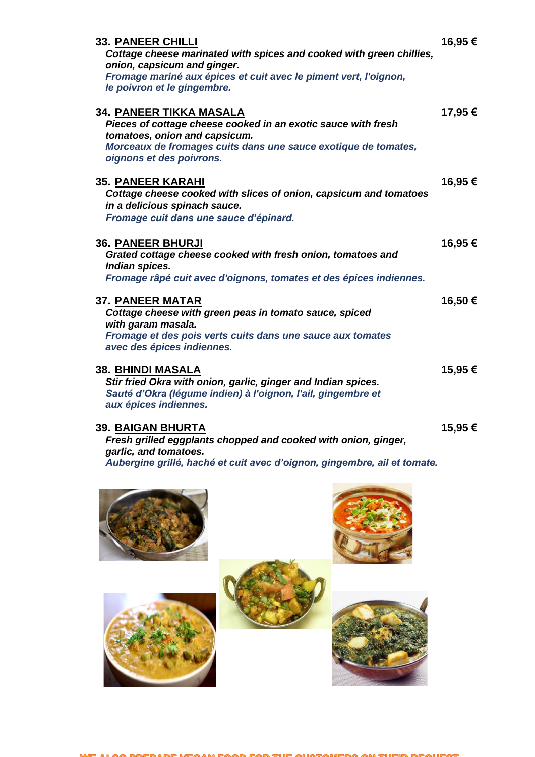**33. PANEER CHILLI** **16,95 €**

***Cottage cheese marinated with spices and cooked with green chillies, onion, capsicum and ginger.***
***Fromage mariné aux épices et cuit avec le piment vert, l'oignon, le poivron et le gingembre.***

**34. PANEER TIKKA MASALA** **17,95 €**

***Pieces of cottage cheese cooked in an exotic sauce with fresh tomatoes, onion and capsicum.***
***Morceaux de fromages cuits dans une sauce exotique de tomates, oignons et des poivrons.***

**35. PANEER KARAHI** **16,95 €**

***Cottage cheese cooked with slices of onion, capsicum and tomatoes in a delicious spinach sauce.***
***Fromage cuit dans une sauce d'épinard.***

**36. PANEER BHURJI** **16,95 €**

***Grated cottage cheese cooked with fresh onion, tomatoes and Indian spices.***
***Fromage râpé cuit avec d'oignons, tomates et des épices indiennes.***

**37. PANEER MATAR** **16,50 €**

***Cottage cheese with green peas in tomato sauce, spiced with garam masala.***
***Fromage et des pois verts cuits dans une sauce aux tomates avec des épices indiennes.***

**38. BHINDI MASALA** **15,95 €**

***Stir fried Okra with onion, garlic, ginger and Indian spices.***
***Sauté d'Okra (légume indien) à l'oignon, l'ail, gingembre et aux épices indiennes.***

**39. BAIGAN BHURTA** **15,95 €**

***Fresh grilled eggplants chopped and cooked with onion, ginger, garlic, and tomatoes.***
***Aubergine grillé, haché et cuit avec d'oignon, gingembre, ail et tomate.***

WE ALSO PREPARE VEGAN FOOD FOR THE CUSTOMERS ON THEIR REQUEST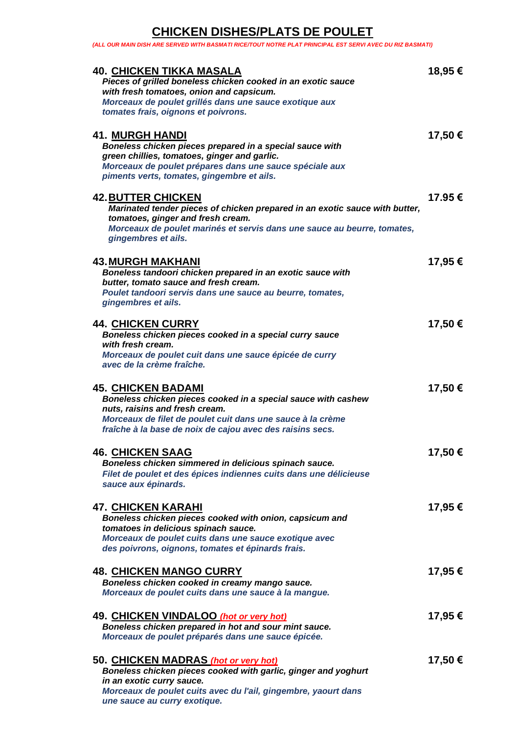# CHICKEN DISHES/PLATS DE POULET

*(ALL OUR MAIN DISH ARE SERVED WITH BASMATI RICE/TOUT NOTRE PLAT PRINCIPAL EST SERVI AVEC DU RIZ BASMATI)*

**40. CHICKEN TIKKA MASALA** — **18,95 €**
***Pieces of grilled boneless chicken cooked in an exotic sauce with fresh tomatoes, onion and capsicum.***
***Morceaux de poulet grillés dans une sauce exotique aux tomates frais, oignons et poivrons.***

**41. MURGH HANDI** — **17,50 €**
***Boneless chicken pieces prepared in a special sauce with green chillies, tomatoes, ginger and garlic.***
***Morceaux de poulet prépares dans une sauce spéciale aux piments verts, tomates, gingembre et ails.***

**42. BUTTER CHICKEN** — **17.95 €**
***Marinated tender pieces of chicken prepared in an exotic sauce with butter, tomatoes, ginger and fresh cream.***
***Morceaux de poulet marinés et servis dans une sauce au beurre, tomates, gingembres et ails.***

**43. MURGH MAKHANI** — **17,95 €**
***Boneless tandoori chicken prepared in an exotic sauce with butter, tomato sauce and fresh cream.***
***Poulet tandoori servis dans une sauce au beurre, tomates, gingembres et ails.***

**44. CHICKEN CURRY** — **17,50 €**
***Boneless chicken pieces cooked in a special curry sauce with fresh cream.***
***Morceaux de poulet cuit dans une sauce épicée de curry avec de la crème fraîche.***

**45. CHICKEN BADAMI** — **17,50 €**
***Boneless chicken pieces cooked in a special sauce with cashew nuts, raisins and fresh cream.***
***Morceaux de filet de poulet cuit dans une sauce à la crème fraîche à la base de noix de cajou avec des raisins secs.***

**46. CHICKEN SAAG** — **17,50 €**
***Boneless chicken simmered in delicious spinach sauce.***
***Filet de poulet et des épices indiennes cuits dans une délicieuse sauce aux épinards.***

**47. CHICKEN KARAHI** — **17,95 €**
***Boneless chicken pieces cooked with onion, capsicum and tomatoes in delicious spinach sauce.***
***Morceaux de poulet cuits dans une sauce exotique avec des poivrons, oignons, tomates et épinards frais.***

**48. CHICKEN MANGO CURRY** — **17,95 €**
***Boneless chicken cooked in creamy mango sauce.***
***Morceaux de poulet cuits dans une sauce à la mangue.***

**49. CHICKEN VINDALOO** ***(hot or very hot)*** — **17,95 €**
***Boneless chicken prepared in hot and sour mint sauce.***
***Morceaux de poulet préparés dans une sauce épicée.***

**50. CHICKEN MADRAS** ***(hot or very hot)*** — **17,50 €**
***Boneless chicken pieces cooked with garlic, ginger and yoghurt in an exotic curry sauce.***
***Morceaux de poulet cuits avec du l'ail, gingembre, yaourt dans une sauce au curry exotique.***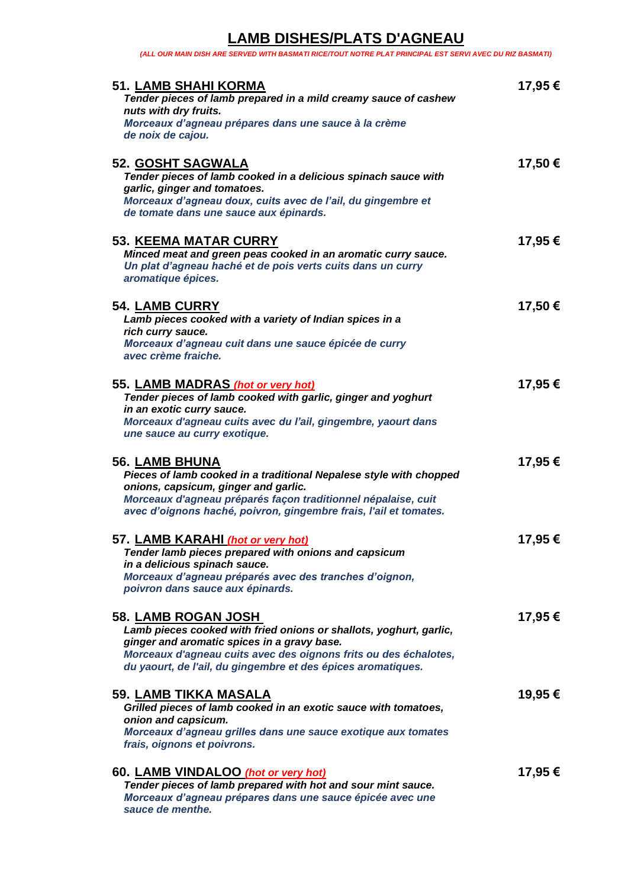# LAMB DISHES/PLATS D'AGNEAU

*(ALL OUR MAIN DISH ARE SERVED WITH BASMATI RICE/TOUT NOTRE PLAT PRINCIPAL EST SERVI AVEC DU RIZ BASMATI)*

**51. LAMB SHAHI KORMA** — **17,95 €**
*Tender pieces of lamb prepared in a mild creamy sauce of cashew nuts with dry fruits.*
*Morceaux d'agneau prépares dans une sauce à la crème de noix de cajou.*

**52. GOSHT SAGWALA** — **17,50 €**
*Tender pieces of lamb cooked in a delicious spinach sauce with garlic, ginger and tomatoes.*
*Morceaux d'agneau doux, cuits avec de l'ail, du gingembre et de tomate dans une sauce aux épinards.*

**53. KEEMA MATAR CURRY** — **17,95 €**
*Minced meat and green peas cooked in an aromatic curry sauce.*
*Un plat d'agneau haché et de pois verts cuits dans un curry aromatique épices.*

**54. LAMB CURRY** — **17,50 €**
*Lamb pieces cooked with a variety of Indian spices in a rich curry sauce.*
*Morceaux d'agneau cuit dans une sauce épicée de curry avec crème fraiche.*

**55. LAMB MADRAS** *(hot or very hot)* — **17,95 €**
*Tender pieces of lamb cooked with garlic, ginger and yoghurt in an exotic curry sauce.*
*Morceaux d'agneau cuits avec du l'ail, gingembre, yaourt dans une sauce au curry exotique.*

**56. LAMB BHUNA** — **17,95 €**
*Pieces of lamb cooked in a traditional Nepalese style with chopped onions, capsicum, ginger and garlic.*
*Morceaux d'agneau préparés façon traditionnel népalaise, cuit avec d'oignons haché, poivron, gingembre frais, l'ail et tomates.*

**57. LAMB KARAHI** *(hot or very hot)* — **17,95 €**
*Tender lamb pieces prepared with onions and capsicum in a delicious spinach sauce.*
*Morceaux d'agneau préparés avec des tranches d'oignon, poivron dans sauce aux épinards.*

**58. LAMB ROGAN JOSH** — **17,95 €**
*Lamb pieces cooked with fried onions or shallots, yoghurt, garlic, ginger and aromatic spices in a gravy base.*
*Morceaux d'agneau cuits avec des oignons frits ou des échalotes, du yaourt, de l'ail, du gingembre et des épices aromatiques.*

**59. LAMB TIKKA MASALA** — **19,95 €**
*Grilled pieces of lamb cooked in an exotic sauce with tomatoes, onion and capsicum.*
*Morceaux d'agneau grilles dans une sauce exotique aux tomates frais, oignons et poivrons.*

**60. LAMB VINDALOO** *(hot or very hot)* — **17,95 €**
*Tender pieces of lamb prepared with hot and sour mint sauce.*
*Morceaux d'agneau prépares dans une sauce épicée avec une sauce de menthe.*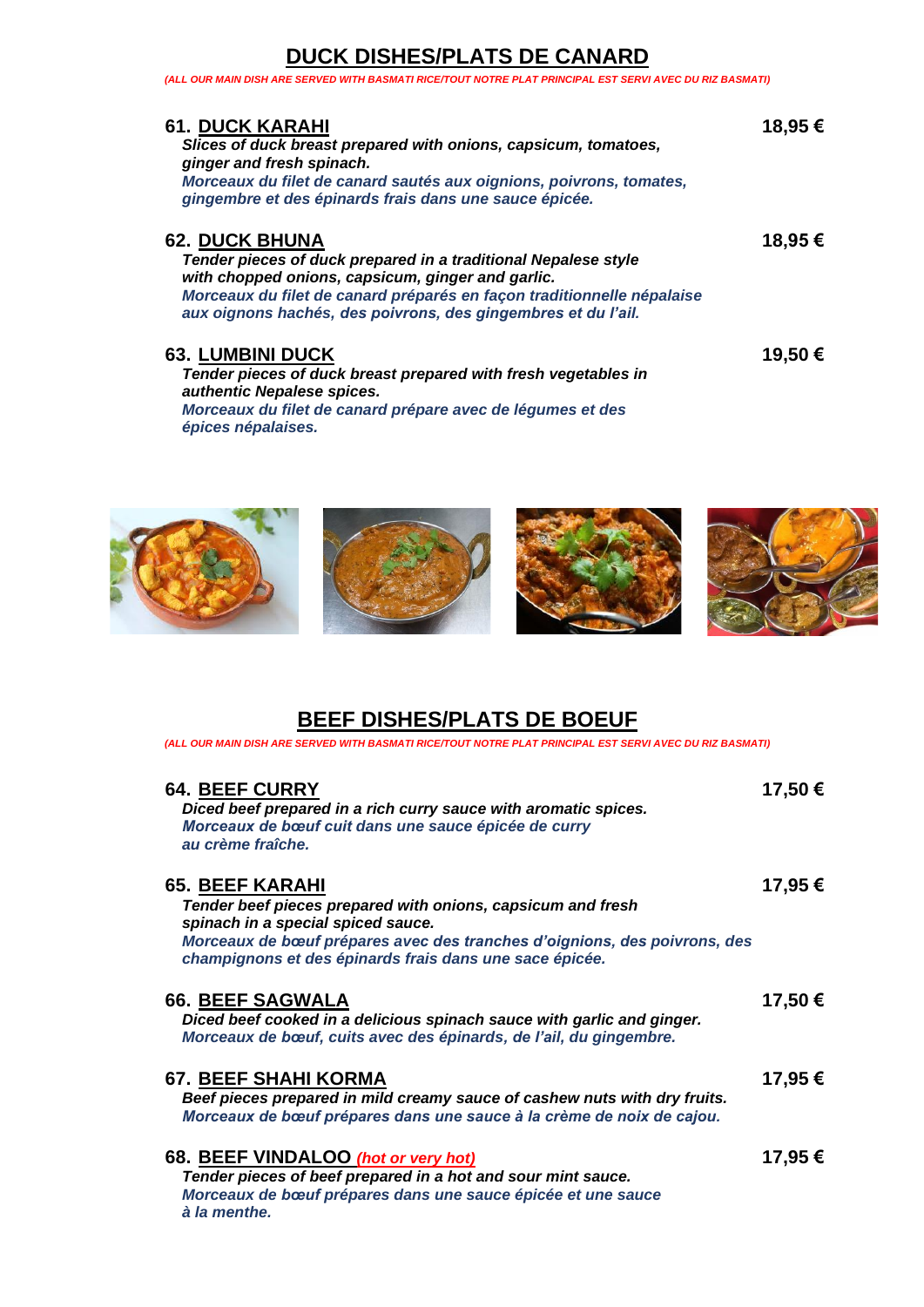## DUCK DISHES/PLATS DE CANARD

*(ALL OUR MAIN DISH ARE SERVED WITH BASMATI RICE/TOUT NOTRE PLAT PRINCIPAL EST SERVI AVEC DU RIZ BASMATI)*

**61. DUCK KARAHI** — **18,95 €**
***Slices of duck breast prepared with onions, capsicum, tomatoes, ginger and fresh spinach.***
***Morceaux du filet de canard sautés aux oignions, poivrons, tomates, gingembre et des épinards frais dans une sauce épicée.***

**62. DUCK BHUNA** — **18,95 €**
***Tender pieces of duck prepared in a traditional Nepalese style with chopped onions, capsicum, ginger and garlic.***
***Morceaux du filet de canard préparés en façon traditionnelle népalaise aux oignons hachés, des poivrons, des gingembres et du l'ail.***

**63. LUMBINI DUCK** — **19,50 €**
***Tender pieces of duck breast prepared with fresh vegetables in authentic Nepalese spices.***
***Morceaux du filet de canard prépare avec de légumes et des épices népalaises.***

## BEEF DISHES/PLATS DE BOEUF

*(ALL OUR MAIN DISH ARE SERVED WITH BASMATI RICE/TOUT NOTRE PLAT PRINCIPAL EST SERVI AVEC DU RIZ BASMATI)*

**64. BEEF CURRY** — **17,50 €**
***Diced beef prepared in a rich curry sauce with aromatic spices.***
***Morceaux de bœuf cuit dans une sauce épicée de curry au crème fraîche.***

**65. BEEF KARAHI** — **17,95 €**
***Tender beef pieces prepared with onions, capsicum and fresh spinach in a special spiced sauce.***
***Morceaux de bœuf prépares avec des tranches d'oignions, des poivrons, des champignons et des épinards frais dans une sace épicée.***

**66. BEEF SAGWALA** — **17,50 €**
***Diced beef cooked in a delicious spinach sauce with garlic and ginger.***
***Morceaux de bœuf, cuits avec des épinards, de l'ail, du gingembre.***

**67. BEEF SHAHI KORMA** — **17,95 €**
***Beef pieces prepared in mild creamy sauce of cashew nuts with dry fruits.***
***Morceaux de bœuf prépares dans une sauce à la crème de noix de cajou.***

**68. BEEF VINDALOO** ***(hot or very hot)*** — **17,95 €**
***Tender pieces of beef prepared in a hot and sour mint sauce.***
***Morceaux de bœuf prépares dans une sauce épicée et une sauce à la menthe.***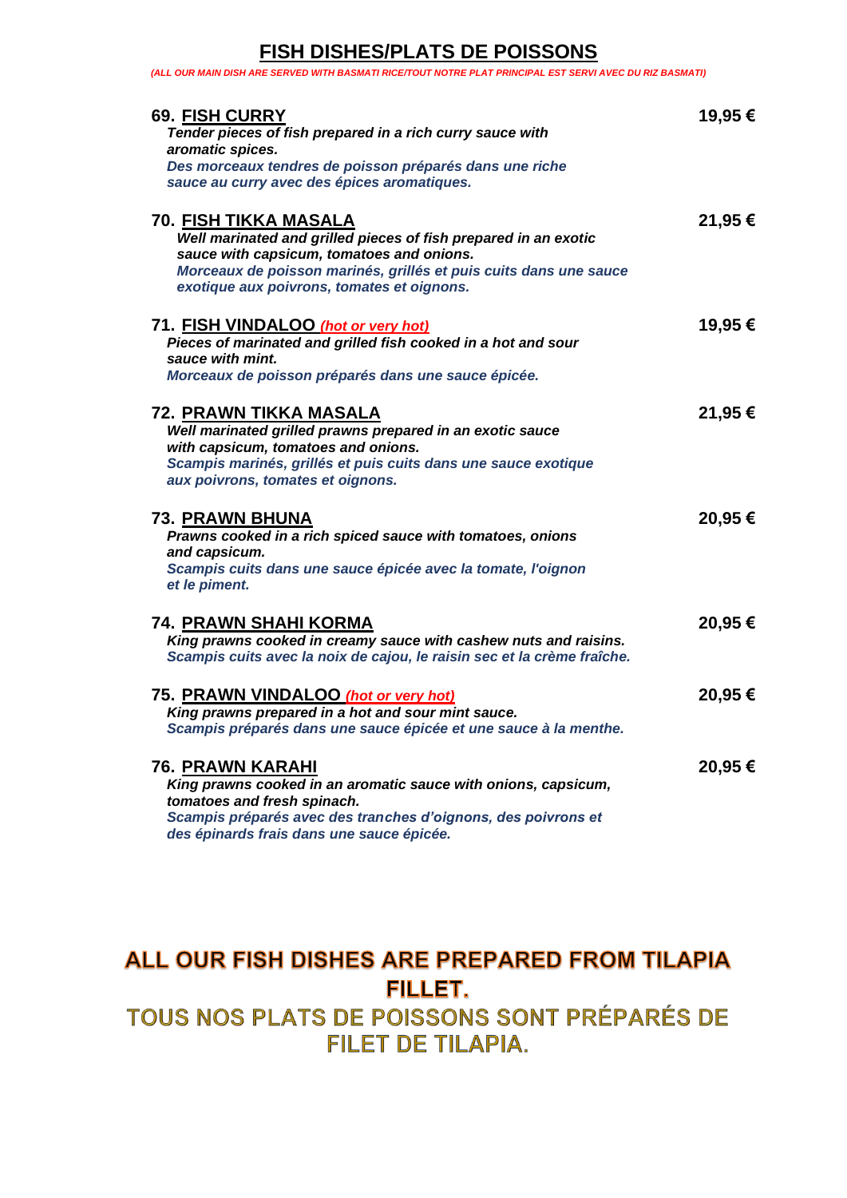# FISH DISHES/PLATS DE POISSONS

*(ALL OUR MAIN DISH ARE SERVED WITH BASMATI RICE/TOUT NOTRE PLAT PRINCIPAL EST SERVI AVEC DU RIZ BASMATI)*

**69. FISH CURRY** — **19,95 €**
***Tender pieces of fish prepared in a rich curry sauce with aromatic spices.***
***Des morceaux tendres de poisson préparés dans une riche sauce au curry avec des épices aromatiques.***

**70. FISH TIKKA MASALA** — **21,95 €**
***Well marinated and grilled pieces of fish prepared in an exotic sauce with capsicum, tomatoes and onions.***
***Morceaux de poisson marinés, grillés et puis cuits dans une sauce exotique aux poivrons, tomates et oignons.***

**71. FISH VINDALOO** *(hot or very hot)* — **19,95 €**
***Pieces of marinated and grilled fish cooked in a hot and sour sauce with mint.***
***Morceaux de poisson préparés dans une sauce épicée.***

**72. PRAWN TIKKA MASALA** — **21,95 €**
***Well marinated grilled prawns prepared in an exotic sauce with capsicum, tomatoes and onions.***
***Scampis marinés, grillés et puis cuits dans une sauce exotique aux poivrons, tomates et oignons.***

**73. PRAWN BHUNA** — **20,95 €**
***Prawns cooked in a rich spiced sauce with tomatoes, onions and capsicum.***
***Scampis cuits dans une sauce épicée avec la tomate, l'oignon et le piment.***

**74. PRAWN SHAHI KORMA** — **20,95 €**
***King prawns cooked in creamy sauce with cashew nuts and raisins.***
***Scampis cuits avec la noix de cajou, le raisin sec et la crème fraîche.***

**75. PRAWN VINDALOO** *(hot or very hot)* — **20,95 €**
***King prawns prepared in a hot and sour mint sauce.***
***Scampis préparés dans une sauce épicée et une sauce à la menthe.***

**76. PRAWN KARAHI** — **20,95 €**
***King prawns cooked in an aromatic sauce with onions, capsicum, tomatoes and fresh spinach.***
***Scampis préparés avec des tranches d'oignons, des poivrons et des épinards frais dans une sauce épicée.***

## ALL OUR FISH DISHES ARE PREPARED FROM TILAPIA FILLET.

## TOUS NOS PLATS DE POISSONS SONT PRÉPARÉS DE FILET DE TILAPIA.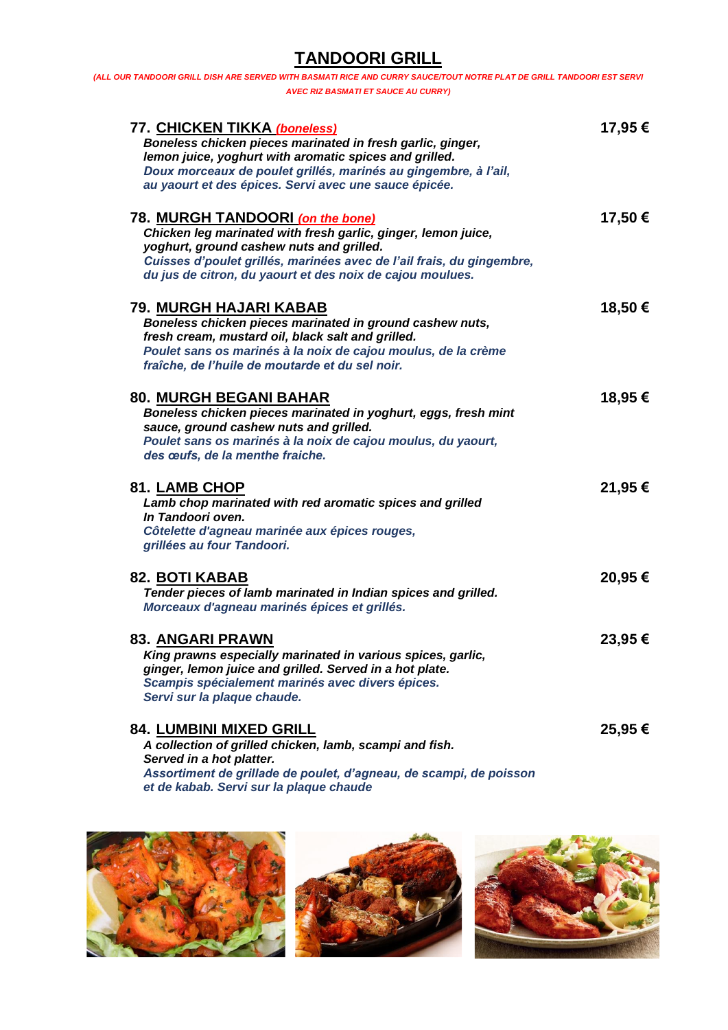# TANDOORI GRILL

*(ALL OUR TANDOORI GRILL DISH ARE SERVED WITH BASMATI RICE AND CURRY SAUCE/TOUT NOTRE PLAT DE GRILL TANDOORI EST SERVI AVEC RIZ BASMATI ET SAUCE AU CURRY)*

**77. CHICKEN TIKKA** *(boneless)* — **17,95 €**
*Boneless chicken pieces marinated in fresh garlic, ginger, lemon juice, yoghurt with aromatic spices and grilled.*
*Doux morceaux de poulet grillés, marinés au gingembre, à l'ail, au yaourt et des épices. Servi avec une sauce épicée.*

**78. MURGH TANDOORI** *(on the bone)* — **17,50 €**
*Chicken leg marinated with fresh garlic, ginger, lemon juice, yoghurt, ground cashew nuts and grilled.*
*Cuisses d'poulet grillés, marinées avec de l'ail frais, du gingembre, du jus de citron, du yaourt et des noix de cajou moulues.*

**79. MURGH HAJARI KABAB** — **18,50 €**
*Boneless chicken pieces marinated in ground cashew nuts, fresh cream, mustard oil, black salt and grilled.*
*Poulet sans os marinés à la noix de cajou moulus, de la crème fraîche, de l'huile de moutarde et du sel noir.*

**80. MURGH BEGANI BAHAR** — **18,95 €**
*Boneless chicken pieces marinated in yoghurt, eggs, fresh mint sauce, ground cashew nuts and grilled.*
*Poulet sans os marinés à la noix de cajou moulus, du yaourt, des œufs, de la menthe fraiche.*

**81. LAMB CHOP** — **21,95 €**
*Lamb chop marinated with red aromatic spices and grilled In Tandoori oven.*
*Côtelette d'agneau marinée aux épices rouges, grillées au four Tandoori.*

**82. BOTI KABAB** — **20,95 €**
*Tender pieces of lamb marinated in Indian spices and grilled.*
*Morceaux d'agneau marinés épices et grillés.*

**83. ANGARI PRAWN** — **23,95 €**
*King prawns especially marinated in various spices, garlic, ginger, lemon juice and grilled. Served in a hot plate.*
*Scampis spécialement marinés avec divers épices. Servi sur la plaque chaude.*

**84. LUMBINI MIXED GRILL** — **25,95 €**
*A collection of grilled chicken, lamb, scampi and fish. Served in a hot platter.*
*Assortiment de grillade de poulet, d'agneau, de scampi, de poisson et de kabab. Servi sur la plaque chaude*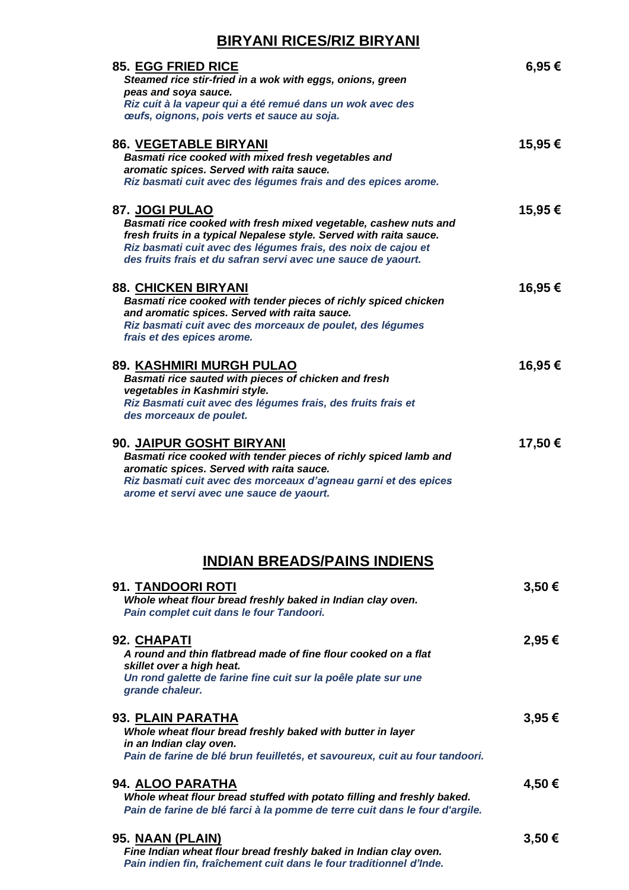## BIRYANI RICES/RIZ BIRYANI

**85. EGG FRIED RICE** — **6,95 €**
***Steamed rice stir-fried in a wok with eggs, onions, green peas and soya sauce.***
***Riz cuit à la vapeur qui a été remué dans un wok avec des œufs, oignons, pois verts et sauce au soja.***

**86. VEGETABLE BIRYANI** — **15,95 €**
***Basmati rice cooked with mixed fresh vegetables and aromatic spices. Served with raita sauce.***
***Riz basmati cuit avec des légumes frais and des epices arome.***

**87. JOGI PULAO** — **15,95 €**
***Basmati rice cooked with fresh mixed vegetable, cashew nuts and fresh fruits in a typical Nepalese style. Served with raita sauce.***
***Riz basmati cuit avec des légumes frais, des noix de cajou et des fruits frais et du safran servi avec une sauce de yaourt.***

**88. CHICKEN BIRYANI** — **16,95 €**
***Basmati rice cooked with tender pieces of richly spiced chicken and aromatic spices. Served with raita sauce.***
***Riz basmati cuit avec des morceaux de poulet, des légumes frais et des epices arome.***

**89. KASHMIRI MURGH PULAO** — **16,95 €**
***Basmati rice sauted with pieces of chicken and fresh vegetables in Kashmiri style.***
***Riz Basmati cuit avec des légumes frais, des fruits frais et des morceaux de poulet.***

**90. JAIPUR GOSHT BIRYANI** — **17,50 €**
***Basmati rice cooked with tender pieces of richly spiced lamb and aromatic spices. Served with raita sauce.***
***Riz basmati cuit avec des morceaux d'agneau garni et des epices arome et servi avec une sauce de yaourt.***

## INDIAN BREADS/PAINS INDIENS

**91. TANDOORI ROTI** — **3,50 €**
***Whole wheat flour bread freshly baked in Indian clay oven.***
***Pain complet cuit dans le four Tandoori.***

**92. CHAPATI** — **2,95 €**
***A round and thin flatbread made of fine flour cooked on a flat skillet over a high heat.***
***Un rond galette de farine fine cuit sur la poêle plate sur une grande chaleur.***

**93. PLAIN PARATHA** — **3,95 €**
***Whole wheat flour bread freshly baked with butter in layer in an Indian clay oven.***
***Pain de farine de blé brun feuilletés, et savoureux, cuit au four tandoori.***

**94. ALOO PARATHA** — **4,50 €**
***Whole wheat flour bread stuffed with potato filling and freshly baked.***
***Pain de farine de blé farci à la pomme de terre cuit dans le four d'argile.***

**95. NAAN (PLAIN)** — **3,50 €**
***Fine Indian wheat flour bread freshly baked in Indian clay oven.***
***Pain indien fin, fraîchement cuit dans le four traditionnel d'Inde.***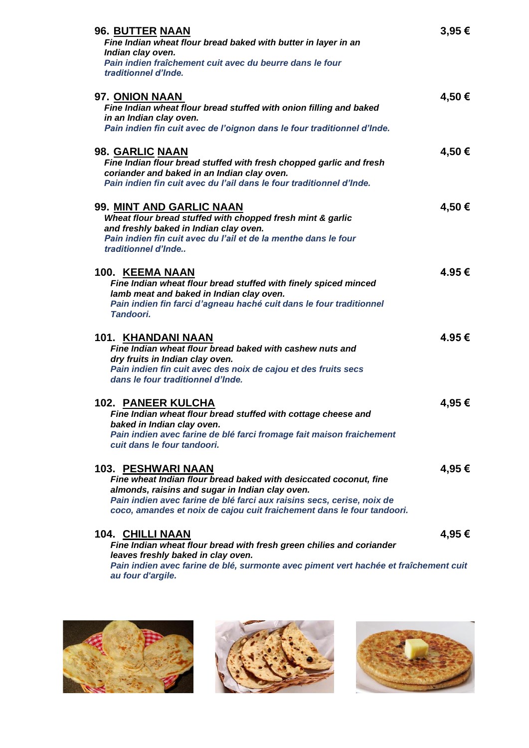**96. BUTTER NAAN** **3,95 €**

***Fine Indian wheat flour bread baked with butter in layer in an Indian clay oven.***

***Pain indien fraîchement cuit avec du beurre dans le four traditionnel d'Inde.***

**97. ONION NAAN** **4,50 €**

***Fine Indian wheat flour bread stuffed with onion filling and baked in an Indian clay oven.***

***Pain indien fin cuit avec de l'oignon dans le four traditionnel d'Inde.***

**98. GARLIC NAAN** **4,50 €**

***Fine Indian flour bread stuffed with fresh chopped garlic and fresh coriander and baked in an Indian clay oven.***

***Pain indien fin cuit avec du l'ail dans le four traditionnel d'Inde.***

**99. MINT AND GARLIC NAAN** **4,50 €**

***Wheat flour bread stuffed with chopped fresh mint & garlic and freshly baked in Indian clay oven.***

***Pain indien fin cuit avec du l'ail et de la menthe dans le four traditionnel d'Inde..***

**100. KEEMA NAAN** **4.95 €**

***Fine Indian wheat flour bread stuffed with finely spiced minced lamb meat and baked in Indian clay oven.***

***Pain indien fin farci d'agneau haché cuit dans le four traditionnel Tandoori.***

**101. KHANDANI NAAN** **4.95 €**

***Fine Indian wheat flour bread baked with cashew nuts and dry fruits in Indian clay oven.***

***Pain indien fin cuit avec des noix de cajou et des fruits secs dans le four traditionnel d'Inde.***

**102. PANEER KULCHA** **4,95 €**

***Fine Indian wheat flour bread stuffed with cottage cheese and baked in Indian clay oven.***

***Pain indien avec farine de blé farci fromage fait maison fraichement cuit dans le four tandoori.***

**103. PESHWARI NAAN** **4,95 €**

***Fine wheat Indian flour bread baked with desiccated coconut, fine almonds, raisins and sugar in Indian clay oven.***

***Pain indien avec farine de blé farci aux raisins secs, cerise, noix de coco, amandes et noix de cajou cuit fraichement dans le four tandoori.***

**104. CHILLI NAAN** **4,95 €**

***Fine Indian wheat flour bread with fresh green chilies and coriander leaves freshly baked in clay oven.***

***Pain indien avec farine de blé, surmonte avec piment vert hachée et fraîchement cuit au four d'argile.***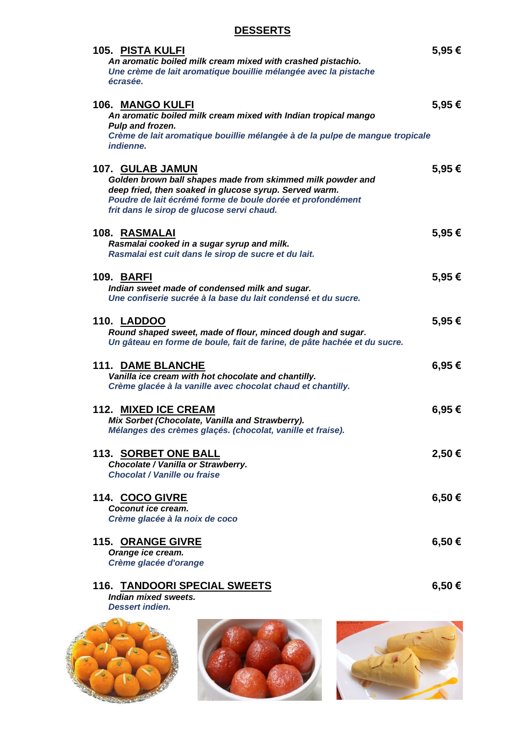# DESSERTS

**105. PISTA KULFI** — **5,95 €**
*An aromatic boiled milk cream mixed with crashed pistachio.*
*Une crème de lait aromatique bouillie mélangée avec la pistache écrasée.*

**106. MANGO KULFI** — **5,95 €**
*An aromatic boiled milk cream mixed with Indian tropical mango Pulp and frozen.*
*Crème de lait aromatique bouillie mélangée à de la pulpe de mangue tropicale indienne.*

**107. GULAB JAMUN** — **5,95 €**
*Golden brown ball shapes made from skimmed milk powder and deep fried, then soaked in glucose syrup. Served warm.*
*Poudre de lait écrémé forme de boule dorée et profondément frit dans le sirop de glucose servi chaud.*

**108. RASMALAI** — **5,95 €**
*Rasmalai cooked in a sugar syrup and milk.*
*Rasmalai est cuit dans le sirop de sucre et du lait.*

**109. BARFI** — **5,95 €**
*Indian sweet made of condensed milk and sugar.*
*Une confiserie sucrée à la base du lait condensé et du sucre.*

**110. LADDOO** — **5,95 €**
*Round shaped sweet, made of flour, minced dough and sugar.*
*Un gâteau en forme de boule, fait de farine, de pâte hachée et du sucre.*

**111. DAME BLANCHE** — **6,95 €**
*Vanilla ice cream with hot chocolate and chantilly.*
*Crème glacée à la vanille avec chocolat chaud et chantilly.*

**112. MIXED ICE CREAM** — **6,95 €**
*Mix Sorbet (Chocolate, Vanilla and Strawberry).*
*Mélanges des crèmes glaçés. (chocolat, vanille et fraise).*

**113. SORBET ONE BALL** — **2,50 €**
*Chocolate / Vanilla or Strawberry.*
*Chocolat / Vanille ou fraise*

**114. COCO GIVRE** — **6,50 €**
*Coconut ice cream.*
*Crème glacée à la noix de coco*

**115. ORANGE GIVRE** — **6,50 €**
*Orange ice cream.*
*Crème glacée d'orange*

**116. TANDOORI SPECIAL SWEETS** — **6,50 €**
*Indian mixed sweets.*
*Dessert indien.*